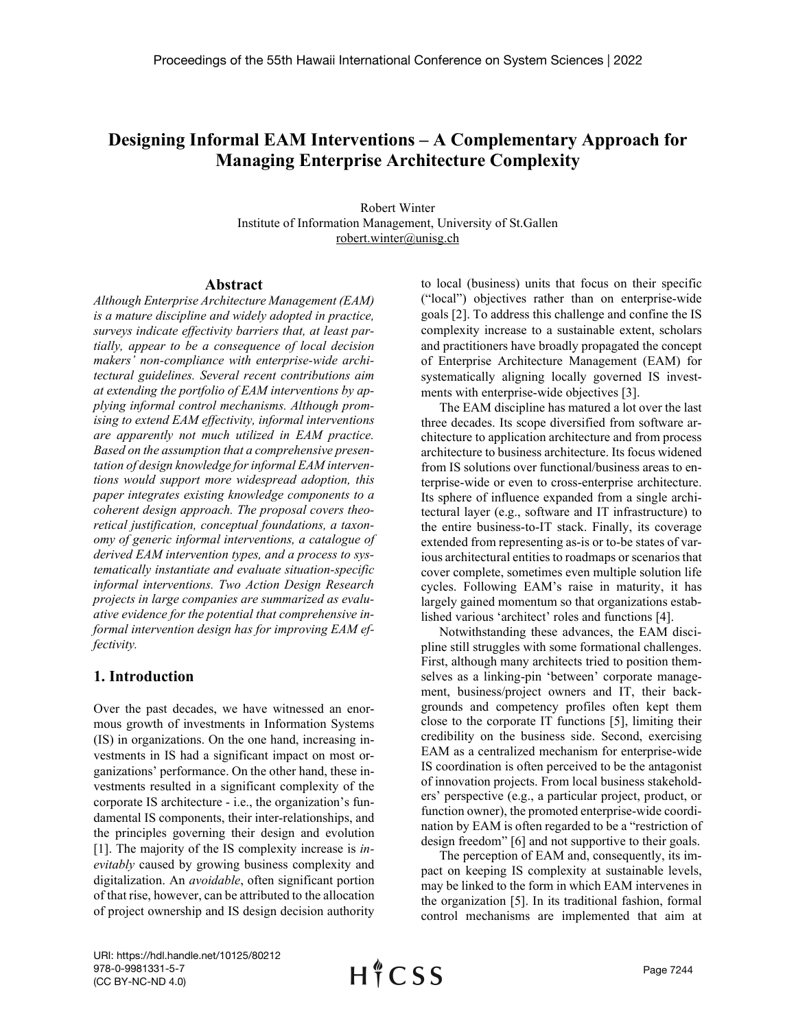# Designing Informal EAM Interventions – A Complementary Approach for Managing Enterprise Architecture Complexity

Robert Winter
Institute of Information Management, University of St.Gallen
robert.winter@unisg.ch

## Abstract

*Although Enterprise Architecture Management (EAM) is a mature discipline and widely adopted in practice, surveys indicate effectivity barriers that, at least partially, appear to be a consequence of local decision makers' non-compliance with enterprise-wide architectural guidelines. Several recent contributions aim at extending the portfolio of EAM interventions by applying informal control mechanisms. Although promising to extend EAM effectivity, informal interventions are apparently not much utilized in EAM practice. Based on the assumption that a comprehensive presentation of design knowledge for informal EAM interventions would support more widespread adoption, this paper integrates existing knowledge components to a coherent design approach. The proposal covers theoretical justification, conceptual foundations, a taxonomy of generic informal interventions, a catalogue of derived EAM intervention types, and a process to systematically instantiate and evaluate situation-specific informal interventions. Two Action Design Research projects in large companies are summarized as evaluative evidence for the potential that comprehensive informal intervention design has for improving EAM effectivity.*

## 1. Introduction

Over the past decades, we have witnessed an enormous growth of investments in Information Systems (IS) in organizations. On the one hand, increasing investments in IS had a significant impact on most organizations' performance. On the other hand, these investments resulted in a significant complexity of the corporate IS architecture - i.e., the organization's fundamental IS components, their inter-relationships, and the principles governing their design and evolution [1]. The majority of the IS complexity increase is *inevitably* caused by growing business complexity and digitalization. An *avoidable*, often significant portion of that rise, however, can be attributed to the allocation of project ownership and IS design decision authority to local (business) units that focus on their specific ("local") objectives rather than on enterprise-wide goals [2]. To address this challenge and confine the IS complexity increase to a sustainable extent, scholars and practitioners have broadly propagated the concept of Enterprise Architecture Management (EAM) for systematically aligning locally governed IS investments with enterprise-wide objectives [3].

The EAM discipline has matured a lot over the last three decades. Its scope diversified from software architecture to application architecture and from process architecture to business architecture. Its focus widened from IS solutions over functional/business areas to enterprise-wide or even to cross-enterprise architecture. Its sphere of influence expanded from a single architectural layer (e.g., software and IT infrastructure) to the entire business-to-IT stack. Finally, its coverage extended from representing as-is or to-be states of various architectural entities to roadmaps or scenarios that cover complete, sometimes even multiple solution life cycles. Following EAM's raise in maturity, it has largely gained momentum so that organizations established various 'architect' roles and functions [4].

Notwithstanding these advances, the EAM discipline still struggles with some formational challenges. First, although many architects tried to position themselves as a linking-pin 'between' corporate management, business/project owners and IT, their backgrounds and competency profiles often kept them close to the corporate IT functions [5], limiting their credibility on the business side. Second, exercising EAM as a centralized mechanism for enterprise-wide IS coordination is often perceived to be the antagonist of innovation projects. From local business stakeholders' perspective (e.g., a particular project, product, or function owner), the promoted enterprise-wide coordination by EAM is often regarded to be a "restriction of design freedom" [6] and not supportive to their goals.

The perception of EAM and, consequently, its impact on keeping IS complexity at sustainable levels, may be linked to the form in which EAM intervenes in the organization [5]. In its traditional fashion, formal control mechanisms are implemented that aim at

URI: https://hdl.handle.net/10125/80212
978-0-9981331-5-7
(CC BY-NC-ND 4.0)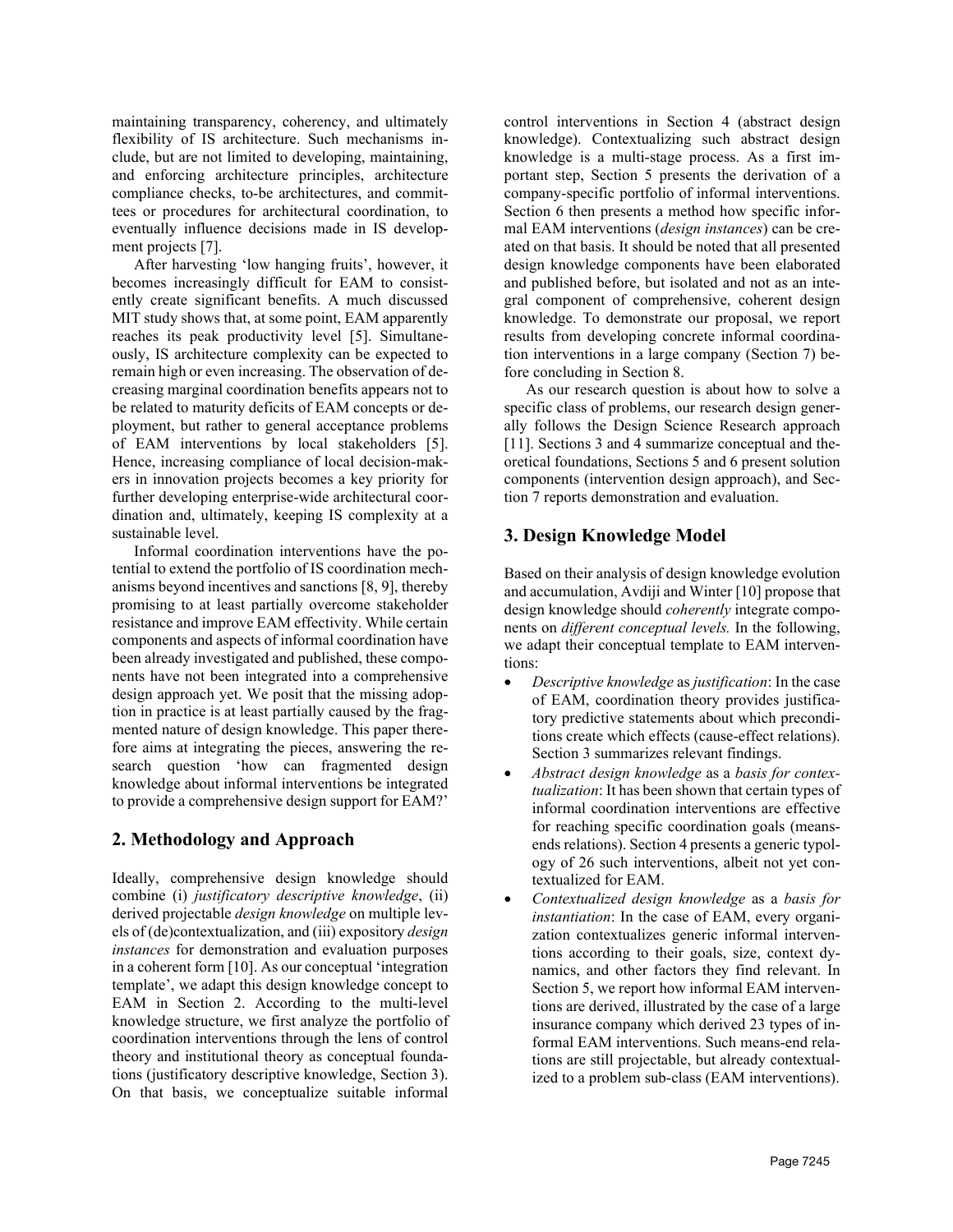maintaining transparency, coherency, and ultimately flexibility of IS architecture. Such mechanisms include, but are not limited to developing, maintaining, and enforcing architecture principles, architecture compliance checks, to-be architectures, and committees or procedures for architectural coordination, to eventually influence decisions made in IS development projects [7].

After harvesting 'low hanging fruits', however, it becomes increasingly difficult for EAM to consistently create significant benefits. A much discussed MIT study shows that, at some point, EAM apparently reaches its peak productivity level [5]. Simultaneously, IS architecture complexity can be expected to remain high or even increasing. The observation of decreasing marginal coordination benefits appears not to be related to maturity deficits of EAM concepts or deployment, but rather to general acceptance problems of EAM interventions by local stakeholders [5]. Hence, increasing compliance of local decision-makers in innovation projects becomes a key priority for further developing enterprise-wide architectural coordination and, ultimately, keeping IS complexity at a sustainable level.

Informal coordination interventions have the potential to extend the portfolio of IS coordination mechanisms beyond incentives and sanctions [8, 9], thereby promising to at least partially overcome stakeholder resistance and improve EAM effectivity. While certain components and aspects of informal coordination have been already investigated and published, these components have not been integrated into a comprehensive design approach yet. We posit that the missing adoption in practice is at least partially caused by the fragmented nature of design knowledge. This paper therefore aims at integrating the pieces, answering the research question 'how can fragmented design knowledge about informal interventions be integrated to provide a comprehensive design support for EAM?'

## 2. Methodology and Approach

Ideally, comprehensive design knowledge should combine (i) *justificatory descriptive knowledge*, (ii) derived projectable *design knowledge* on multiple levels of (de)contextualization, and (iii) expository *design instances* for demonstration and evaluation purposes in a coherent form [10]. As our conceptual 'integration template', we adapt this design knowledge concept to EAM in Section 2. According to the multi-level knowledge structure, we first analyze the portfolio of coordination interventions through the lens of control theory and institutional theory as conceptual foundations (justificatory descriptive knowledge, Section 3). On that basis, we conceptualize suitable informal control interventions in Section 4 (abstract design knowledge). Contextualizing such abstract design knowledge is a multi-stage process. As a first important step, Section 5 presents the derivation of a company-specific portfolio of informal interventions. Section 6 then presents a method how specific informal EAM interventions (*design instances*) can be created on that basis. It should be noted that all presented design knowledge components have been elaborated and published before, but isolated and not as an integral component of comprehensive, coherent design knowledge. To demonstrate our proposal, we report results from developing concrete informal coordination interventions in a large company (Section 7) before concluding in Section 8.

As our research question is about how to solve a specific class of problems, our research design generally follows the Design Science Research approach [11]. Sections 3 and 4 summarize conceptual and theoretical foundations, Sections 5 and 6 present solution components (intervention design approach), and Section 7 reports demonstration and evaluation.

## 3. Design Knowledge Model

Based on their analysis of design knowledge evolution and accumulation, Avdiji and Winter [10] propose that design knowledge should *coherently* integrate components on *different conceptual levels.* In the following, we adapt their conceptual template to EAM interventions:

- *Descriptive knowledge* as *justification*: In the case of EAM, coordination theory provides justificatory predictive statements about which preconditions create which effects (cause-effect relations). Section 3 summarizes relevant findings.
- *Abstract design knowledge* as a *basis for contextualization*: It has been shown that certain types of informal coordination interventions are effective for reaching specific coordination goals (means-ends relations). Section 4 presents a generic typology of 26 such interventions, albeit not yet contextualized for EAM.
- *Contextualized design knowledge* as a *basis for instantiation*: In the case of EAM, every organization contextualizes generic informal interventions according to their goals, size, context dynamics, and other factors they find relevant. In Section 5, we report how informal EAM interventions are derived, illustrated by the case of a large insurance company which derived 23 types of informal EAM interventions. Such means-end relations are still projectable, but already contextualized to a problem sub-class (EAM interventions).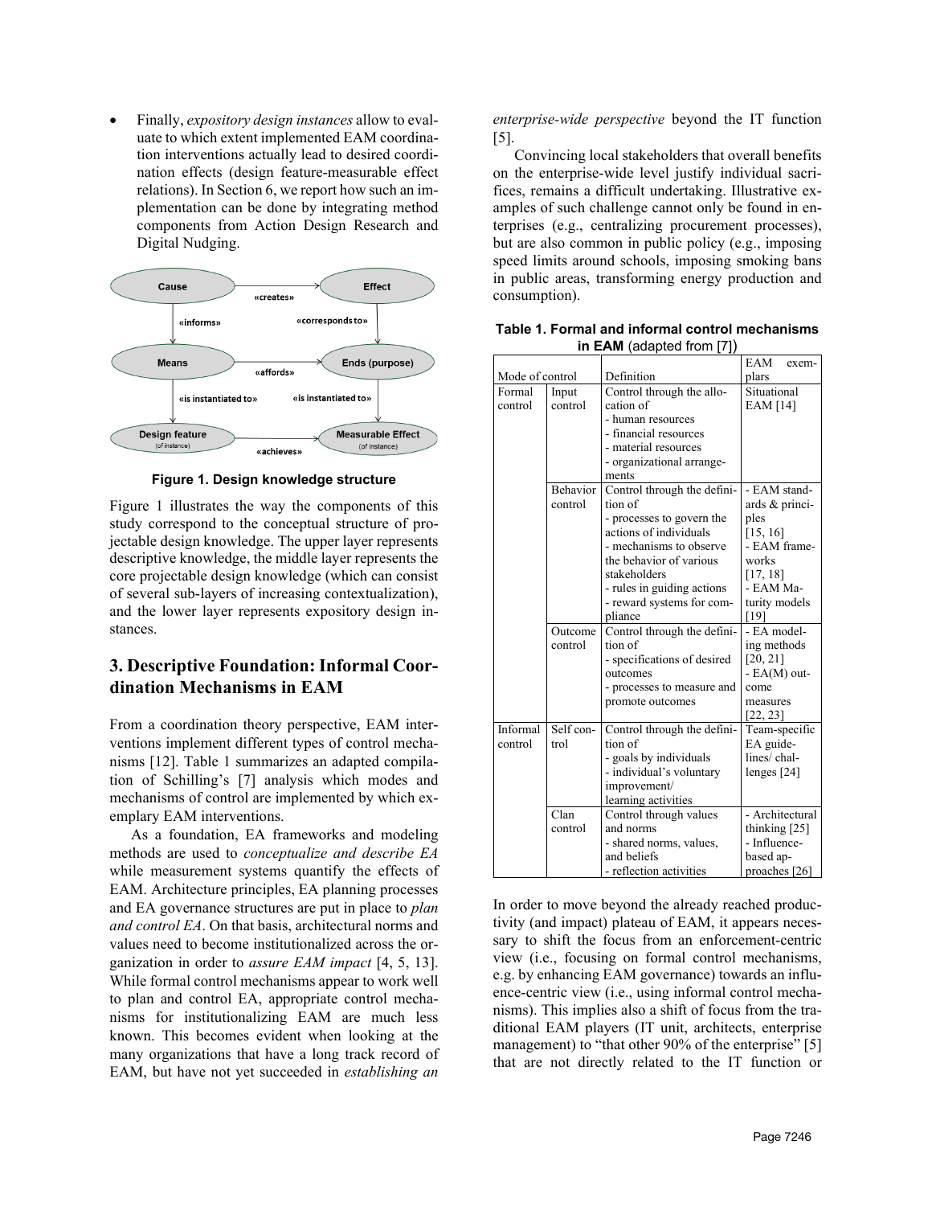- Finally, *expository design instances* allow to evaluate to which extent implemented EAM coordination interventions actually lead to desired coordination effects (design feature-measurable effect relations). In Section 6, we report how such an implementation can be done by integrating method components from Action Design Research and Digital Nudging.

**Figure 1. Design knowledge structure**

Figure 1 illustrates the way the components of this study correspond to the conceptual structure of projectable design knowledge. The upper layer represents descriptive knowledge, the middle layer represents the core projectable design knowledge (which can consist of several sub-layers of increasing contextualization), and the lower layer represents expository design instances.

## 3. Descriptive Foundation: Informal Coordination Mechanisms in EAM

From a coordination theory perspective, EAM interventions implement different types of control mechanisms [12]. Table 1 summarizes an adapted compilation of Schilling's [7] analysis which modes and mechanisms of control are implemented by which exemplary EAM interventions.

As a foundation, EA frameworks and modeling methods are used to *conceptualize and describe EA* while measurement systems quantify the effects of EAM. Architecture principles, EA planning processes and EA governance structures are put in place to *plan and control EA*. On that basis, architectural norms and values need to become institutionalized across the organization in order to *assure EAM impact* [4, 5, 13]. While formal control mechanisms appear to work well to plan and control EA, appropriate control mechanisms for institutionalizing EAM are much less known. This becomes evident when looking at the many organizations that have a long track record of EAM, but have not yet succeeded in *establishing an enterprise-wide perspective* beyond the IT function [5].

Convincing local stakeholders that overall benefits on the enterprise-wide level justify individual sacrifices, remains a difficult undertaking. Illustrative examples of such challenge cannot only be found in enterprises (e.g., centralizing procurement processes), but are also common in public policy (e.g., imposing speed limits around schools, imposing smoking bans in public areas, transforming energy production and consumption).

**Table 1. Formal and informal control mechanisms in EAM** (adapted from [7])

| Mode of control | | Definition | EAM exemplars |
|---|---|---|---|
| Formal control | Input control | Control through the allocation of<br>- human resources<br>- financial resources<br>- material resources<br>- organizational arrangements | Situational EAM [14] |
| | Behavior control | Control through the definition of<br>- processes to govern the actions of individuals<br>- mechanisms to observe the behavior of various stakeholders<br>- rules in guiding actions<br>- reward systems for compliance | - EAM standards & principles [15, 16]<br>- EAM frameworks [17, 18]<br>- EAM Maturity models [19] |
| | Outcome control | Control through the definition of<br>- specifications of desired outcomes<br>- processes to measure and promote outcomes | - EA modeling methods [20, 21]<br>- EA(M) outcome measures [22, 23] |
| Informal control | Self control | Control through the definition of<br>- goals by individuals<br>- individual's voluntary improvement/ learning activities | Team-specific EA guidelines/ challenges [24] |
| | Clan control | Control through values and norms<br>- shared norms, values, and beliefs<br>- reflection activities | - Architectural thinking [25]<br>- Influence-based approaches [26] |

In order to move beyond the already reached productivity (and impact) plateau of EAM, it appears necessary to shift the focus from an enforcement-centric view (i.e., focusing on formal control mechanisms, e.g. by enhancing EAM governance) towards an influence-centric view (i.e., using informal control mechanisms). This implies also a shift of focus from the traditional EAM players (IT unit, architects, enterprise management) to "that other 90% of the enterprise" [5] that are not directly related to the IT function or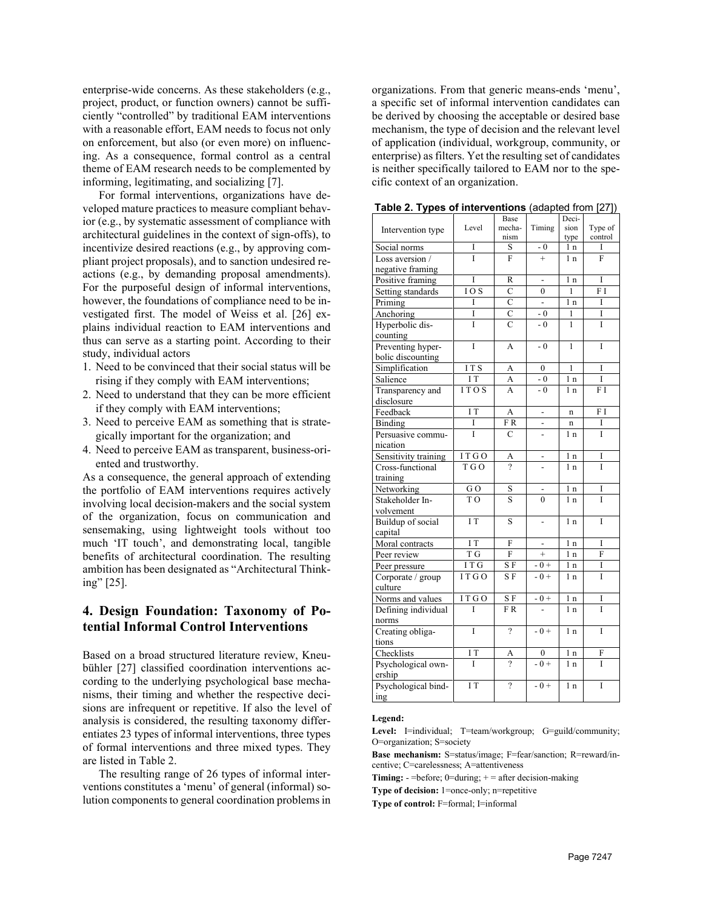enterprise-wide concerns. As these stakeholders (e.g., project, product, or function owners) cannot be sufficiently "controlled" by traditional EAM interventions with a reasonable effort, EAM needs to focus not only on enforcement, but also (or even more) on influencing. As a consequence, formal control as a central theme of EAM research needs to be complemented by informing, legitimating, and socializing [7].

For formal interventions, organizations have developed mature practices to measure compliant behavior (e.g., by systematic assessment of compliance with architectural guidelines in the context of sign-offs), to incentivize desired reactions (e.g., by approving compliant project proposals), and to sanction undesired reactions (e.g., by demanding proposal amendments). For the purposeful design of informal interventions, however, the foundations of compliance need to be investigated first. The model of Weiss et al. [26] explains individual reaction to EAM interventions and thus can serve as a starting point. According to their study, individual actors

1. Need to be convinced that their social status will be rising if they comply with EAM interventions;
2. Need to understand that they can be more efficient if they comply with EAM interventions;
3. Need to perceive EAM as something that is strategically important for the organization; and
4. Need to perceive EAM as transparent, business-oriented and trustworthy.

As a consequence, the general approach of extending the portfolio of EAM interventions requires actively involving local decision-makers and the social system of the organization, focus on communication and sensemaking, using lightweight tools without too much 'IT touch', and demonstrating local, tangible benefits of architectural coordination. The resulting ambition has been designated as "Architectural Thinking" [25].

## 4. Design Foundation: Taxonomy of Potential Informal Control Interventions

Based on a broad structured literature review, Kneubühler [27] classified coordination interventions according to the underlying psychological base mechanisms, their timing and whether the respective decisions are infrequent or repetitive. If also the level of analysis is considered, the resulting taxonomy differentiates 23 types of informal interventions, three types of formal interventions and three mixed types. They are listed in Table 2.

The resulting range of 26 types of informal interventions constitutes a 'menu' of general (informal) solution components to general coordination problems in organizations. From that generic means-ends 'menu', a specific set of informal intervention candidates can be derived by choosing the acceptable or desired base mechanism, the type of decision and the relevant level of application (individual, workgroup, community, or enterprise) as filters. Yet the resulting set of candidates is neither specifically tailored to EAM nor to the specific context of an organization.

**Table 2. Types of interventions** (adapted from [27])

| Intervention type | Level | Base mechanism | Timing | Decision type | Type of control |
|---|---|---|---|---|---|
| Social norms | I | S | - 0 | 1 n | I |
| Loss aversion / negative framing | I | F | + | 1 n | F |
| Positive framing | I | R | - | 1 n | I |
| Setting standards | I O S | C | 0 | 1 | F I |
| Priming | I | C | - | 1 n | I |
| Anchoring | I | C | - 0 | 1 | I |
| Hyperbolic discounting | I | C | - 0 | 1 | I |
| Preventing hyperbolic discounting | I | A | - 0 | 1 | I |
| Simplification | I T S | A | 0 | 1 | I |
| Salience | I T | A | - 0 | 1 n | I |
| Transparency and disclosure | I T O S | A | - 0 | 1 n | F I |
| Feedback | I T | A | - | n | F I |
| Binding | I | F R | - | n | I |
| Persuasive communication | I | C | - | 1 n | I |
| Sensitivity training | I T G O | A | - | 1 n | I |
| Cross-functional training | T G O | ? | - | 1 n | I |
| Networking | G O | S | - | 1 n | I |
| Stakeholder Involvement | T O | S | 0 | 1 n | I |
| Buildup of social capital | I T | S | - | 1 n | I |
| Moral contracts | I T | F | - | 1 n | I |
| Peer review | T G | F | + | 1 n | F |
| Peer pressure | I T G | S F | - 0 + | 1 n | I |
| Corporate / group culture | I T G O | S F | - 0 + | 1 n | I |
| Norms and values | I T G O | S F | - 0 + | 1 n | I |
| Defining individual norms | I | F R | - | 1 n | I |
| Creating obligations | I | ? | - 0 + | 1 n | I |
| Checklists | I T | A | 0 | 1 n | F |
| Psychological ownership | I | ? | - 0 + | 1 n | I |
| Psychological binding | I T | ? | - 0 + | 1 n | I |

**Legend:**

**Level:** I=individual; T=team/workgroup; G=guild/community; O=organization; S=society

**Base mechanism:** S=status/image; F=fear/sanction; R=reward/incentive; C=carelessness; A=attentiveness

**Timing:** - =before; 0=during; + = after decision-making

**Type of decision:** 1=once-only; n=repetitive

**Type of control:** F=formal; I=informal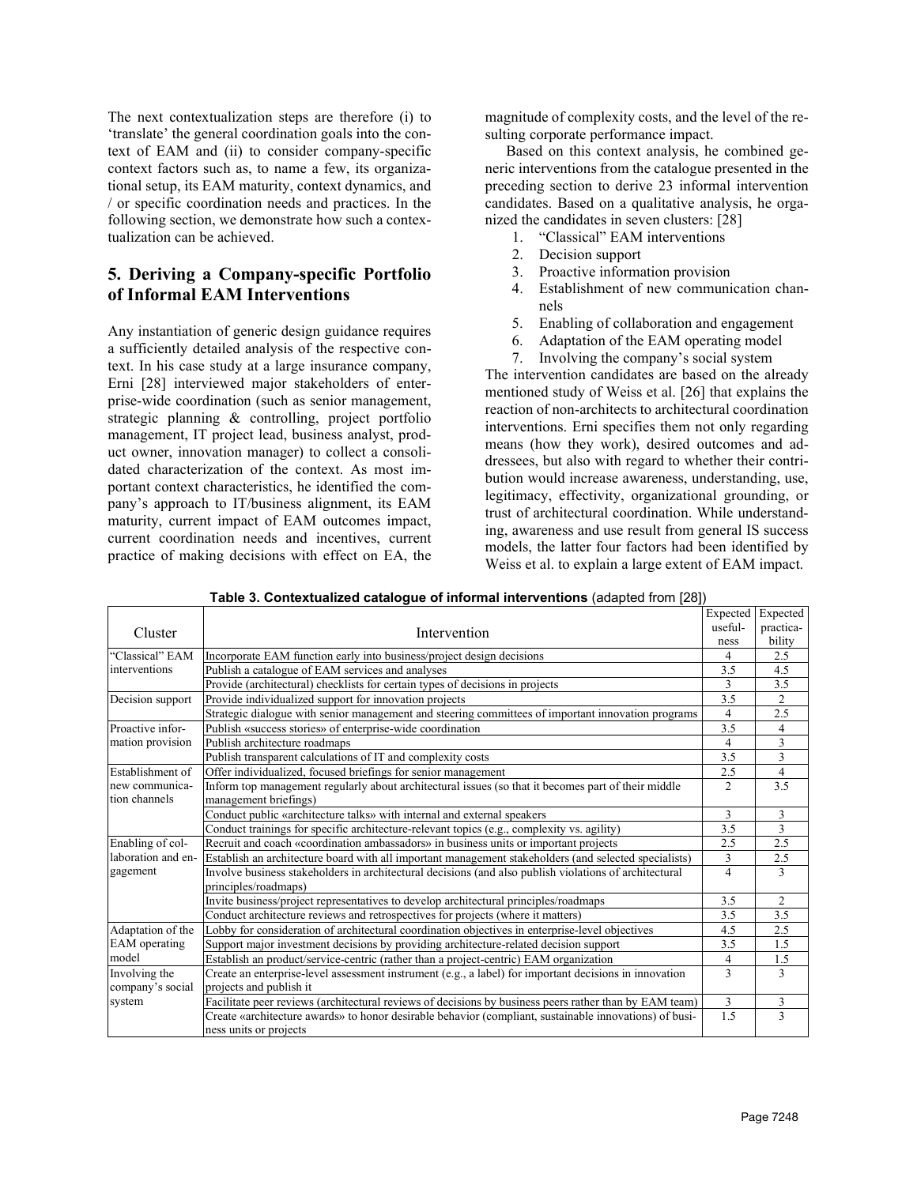The next contextualization steps are therefore (i) to 'translate' the general coordination goals into the context of EAM and (ii) to consider company-specific context factors such as, to name a few, its organizational setup, its EAM maturity, context dynamics, and / or specific coordination needs and practices. In the following section, we demonstrate how such a contextualization can be achieved.

## 5. Deriving a Company-specific Portfolio of Informal EAM Interventions

Any instantiation of generic design guidance requires a sufficiently detailed analysis of the respective context. In his case study at a large insurance company, Erni [28] interviewed major stakeholders of enterprise-wide coordination (such as senior management, strategic planning & controlling, project portfolio management, IT project lead, business analyst, product owner, innovation manager) to collect a consolidated characterization of the context. As most important context characteristics, he identified the company's approach to IT/business alignment, its EAM maturity, current impact of EAM outcomes impact, current coordination needs and incentives, current practice of making decisions with effect on EA, the magnitude of complexity costs, and the level of the resulting corporate performance impact.

Based on this context analysis, he combined generic interventions from the catalogue presented in the preceding section to derive 23 informal intervention candidates. Based on a qualitative analysis, he organized the candidates in seven clusters: [28]

1. "Classical" EAM interventions
2. Decision support
3. Proactive information provision
4. Establishment of new communication channels
5. Enabling of collaboration and engagement
6. Adaptation of the EAM operating model
7. Involving the company's social system

The intervention candidates are based on the already mentioned study of Weiss et al. [26] that explains the reaction of non-architects to architectural coordination interventions. Erni specifies them not only regarding means (how they work), desired outcomes and addressees, but also with regard to whether their contribution would increase awareness, understanding, use, legitimacy, effectivity, organizational grounding, or trust of architectural coordination. While understanding, awareness and use result from general IS success models, the latter four factors had been identified by Weiss et al. to explain a large extent of EAM impact.

**Table 3. Contextualized catalogue of informal interventions** (adapted from [28])

| Cluster | Intervention | Expected usefulness | Expected practicability |
|---|---|---|---|
| "Classical" EAM interventions | Incorporate EAM function early into business/project design decisions | 4 | 2.5 |
| | Publish a catalogue of EAM services and analyses | 3.5 | 4.5 |
| | Provide (architectural) checklists for certain types of decisions in projects | 3 | 3.5 |
| Decision support | Provide individualized support for innovation projects | 3.5 | 2 |
| | Strategic dialogue with senior management and steering committees of important innovation programs | 4 | 2.5 |
| Proactive information provision | Publish «success stories» of enterprise-wide coordination | 3.5 | 4 |
| | Publish architecture roadmaps | 4 | 3 |
| | Publish transparent calculations of IT and complexity costs | 3.5 | 3 |
| Establishment of new communication channels | Offer individualized, focused briefings for senior management | 2.5 | 4 |
| | Inform top management regularly about architectural issues (so that it becomes part of their middle management briefings) | 2 | 3.5 |
| | Conduct public «architecture talks» with internal and external speakers | 3 | 3 |
| | Conduct trainings for specific architecture-relevant topics (e.g., complexity vs. agility) | 3.5 | 3 |
| Enabling of collaboration and engagement | Recruit and coach «coordination ambassadors» in business units or important projects | 2.5 | 2.5 |
| | Establish an architecture board with all important management stakeholders (and selected specialists) | 3 | 2.5 |
| | Involve business stakeholders in architectural decisions (and also publish violations of architectural principles/roadmaps) | 4 | 3 |
| | Invite business/project representatives to develop architectural principles/roadmaps | 3.5 | 2 |
| | Conduct architecture reviews and retrospectives for projects (where it matters) | 3.5 | 3.5 |
| Adaptation of the EAM operating model | Lobby for consideration of architectural coordination objectives in enterprise-level objectives | 4.5 | 2.5 |
| | Support major investment decisions by providing architecture-related decision support | 3.5 | 1.5 |
| | Establish an product/service-centric (rather than a project-centric) EAM organization | 4 | 1.5 |
| Involving the company's social system | Create an enterprise-level assessment instrument (e.g., a label) for important decisions in innovation projects and publish it | 3 | 3 |
| | Facilitate peer reviews (architectural reviews of decisions by business peers rather than by EAM team) | 3 | 3 |
| | Create «architecture awards» to honor desirable behavior (compliant, sustainable innovations) of business units or projects | 1.5 | 3 |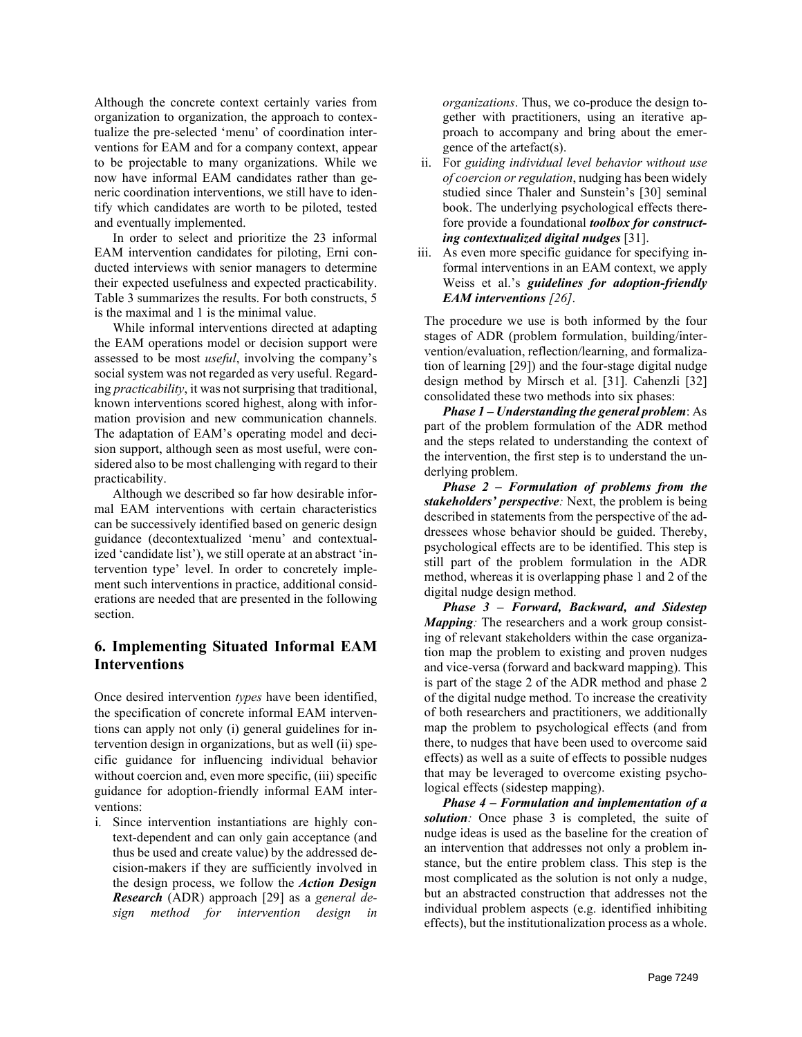Although the concrete context certainly varies from organization to organization, the approach to contextualize the pre-selected 'menu' of coordination interventions for EAM and for a company context, appear to be projectable to many organizations. While we now have informal EAM candidates rather than generic coordination interventions, we still have to identify which candidates are worth to be piloted, tested and eventually implemented.

In order to select and prioritize the 23 informal EAM intervention candidates for piloting, Erni conducted interviews with senior managers to determine their expected usefulness and expected practicability. Table 3 summarizes the results. For both constructs, 5 is the maximal and 1 is the minimal value.

While informal interventions directed at adapting the EAM operations model or decision support were assessed to be most *useful*, involving the company's social system was not regarded as very useful. Regarding *practicability*, it was not surprising that traditional, known interventions scored highest, along with information provision and new communication channels. The adaptation of EAM's operating model and decision support, although seen as most useful, were considered also to be most challenging with regard to their practicability.

Although we described so far how desirable informal EAM interventions with certain characteristics can be successively identified based on generic design guidance (decontextualized 'menu' and contextualized 'candidate list'), we still operate at an abstract 'intervention type' level. In order to concretely implement such interventions in practice, additional considerations are needed that are presented in the following section.

## 6. Implementing Situated Informal EAM Interventions

Once desired intervention *types* have been identified, the specification of concrete informal EAM interventions can apply not only (i) general guidelines for intervention design in organizations, but as well (ii) specific guidance for influencing individual behavior without coercion and, even more specific, (iii) specific guidance for adoption-friendly informal EAM interventions:

i. Since intervention instantiations are highly context-dependent and can only gain acceptance (and thus be used and create value) by the addressed decision-makers if they are sufficiently involved in the design process, we follow the ***Action Design Research*** (ADR) approach [29] as a *general design method for intervention design in organizations*. Thus, we co-produce the design together with practitioners, using an iterative approach to accompany and bring about the emergence of the artefact(s).
ii. For *guiding individual level behavior without use of coercion or regulation*, nudging has been widely studied since Thaler and Sunstein's [30] seminal book. The underlying psychological effects therefore provide a foundational ***toolbox for constructing contextualized digital nudges*** [31].
iii. As even more specific guidance for specifying informal interventions in an EAM context, we apply Weiss et al.'s ***guidelines for adoption-friendly EAM interventions*** *[26]*.

The procedure we use is both informed by the four stages of ADR (problem formulation, building/intervention/evaluation, reflection/learning, and formalization of learning [29]) and the four-stage digital nudge design method by Mirsch et al. [31]. Cahenzli [32] consolidated these two methods into six phases:

***Phase 1 – Understanding the general problem***: As part of the problem formulation of the ADR method and the steps related to understanding the context of the intervention, the first step is to understand the underlying problem.

***Phase 2 – Formulation of problems from the stakeholders' perspective****:* Next, the problem is being described in statements from the perspective of the addressees whose behavior should be guided. Thereby, psychological effects are to be identified. This step is still part of the problem formulation in the ADR method, whereas it is overlapping phase 1 and 2 of the digital nudge design method.

***Phase 3 – Forward, Backward, and Sidestep Mapping****:* The researchers and a work group consisting of relevant stakeholders within the case organization map the problem to existing and proven nudges and vice-versa (forward and backward mapping). This is part of the stage 2 of the ADR method and phase 2 of the digital nudge method. To increase the creativity of both researchers and practitioners, we additionally map the problem to psychological effects (and from there, to nudges that have been used to overcome said effects) as well as a suite of effects to possible nudges that may be leveraged to overcome existing psychological effects (sidestep mapping).

***Phase 4 – Formulation and implementation of a solution****:* Once phase 3 is completed, the suite of nudge ideas is used as the baseline for the creation of an intervention that addresses not only a problem instance, but the entire problem class. This step is the most complicated as the solution is not only a nudge, but an abstracted construction that addresses not the individual problem aspects (e.g. identified inhibiting effects), but the institutionalization process as a whole.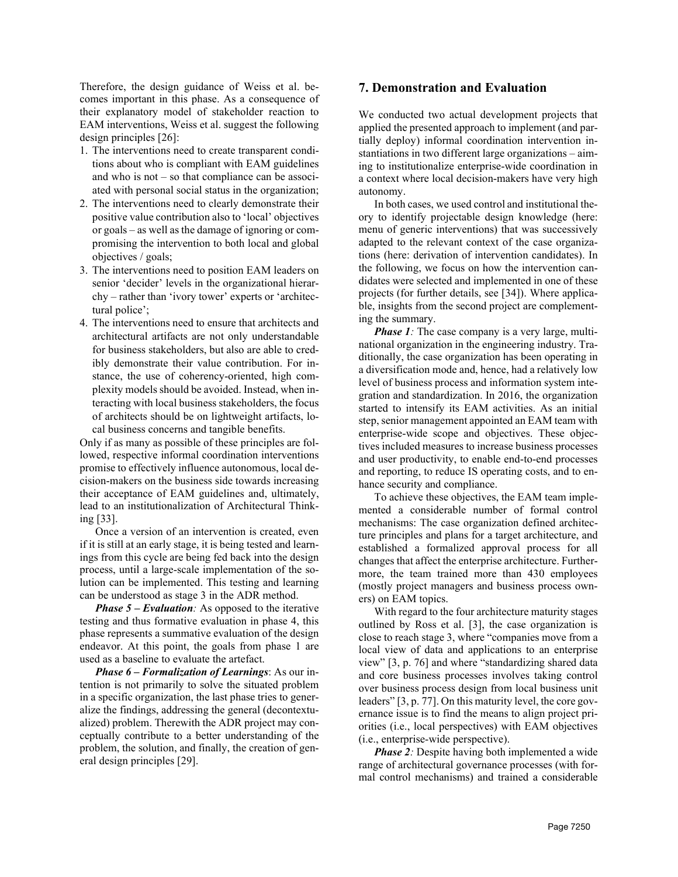Therefore, the design guidance of Weiss et al. becomes important in this phase. As a consequence of their explanatory model of stakeholder reaction to EAM interventions, Weiss et al. suggest the following design principles [26]:

1. The interventions need to create transparent conditions about who is compliant with EAM guidelines and who is not – so that compliance can be associated with personal social status in the organization;
2. The interventions need to clearly demonstrate their positive value contribution also to 'local' objectives or goals – as well as the damage of ignoring or compromising the intervention to both local and global objectives / goals;
3. The interventions need to position EAM leaders on senior 'decider' levels in the organizational hierarchy – rather than 'ivory tower' experts or 'architectural police';
4. The interventions need to ensure that architects and architectural artifacts are not only understandable for business stakeholders, but also are able to credibly demonstrate their value contribution. For instance, the use of coherency-oriented, high complexity models should be avoided. Instead, when interacting with local business stakeholders, the focus of architects should be on lightweight artifacts, local business concerns and tangible benefits.

Only if as many as possible of these principles are followed, respective informal coordination interventions promise to effectively influence autonomous, local decision-makers on the business side towards increasing their acceptance of EAM guidelines and, ultimately, lead to an institutionalization of Architectural Thinking [33].

Once a version of an intervention is created, even if it is still at an early stage, it is being tested and learnings from this cycle are being fed back into the design process, until a large-scale implementation of the solution can be implemented. This testing and learning can be understood as stage 3 in the ADR method.

***Phase 5 – Evaluation**:* As opposed to the iterative testing and thus formative evaluation in phase 4, this phase represents a summative evaluation of the design endeavor. At this point, the goals from phase 1 are used as a baseline to evaluate the artefact.

***Phase 6 – Formalization of Learnings***: As our intention is not primarily to solve the situated problem in a specific organization, the last phase tries to generalize the findings, addressing the general (decontextualized) problem. Therewith the ADR project may conceptually contribute to a better understanding of the problem, the solution, and finally, the creation of general design principles [29].

## 7. Demonstration and Evaluation

We conducted two actual development projects that applied the presented approach to implement (and partially deploy) informal coordination intervention instantiations in two different large organizations – aiming to institutionalize enterprise-wide coordination in a context where local decision-makers have very high autonomy.

In both cases, we used control and institutional theory to identify projectable design knowledge (here: menu of generic interventions) that was successively adapted to the relevant context of the case organizations (here: derivation of intervention candidates). In the following, we focus on how the intervention candidates were selected and implemented in one of these projects (for further details, see [34]). Where applicable, insights from the second project are complementing the summary.

***Phase 1**:* The case company is a very large, multinational organization in the engineering industry. Traditionally, the case organization has been operating in a diversification mode and, hence, had a relatively low level of business process and information system integration and standardization. In 2016, the organization started to intensify its EAM activities. As an initial step, senior management appointed an EAM team with enterprise-wide scope and objectives. These objectives included measures to increase business processes and user productivity, to enable end-to-end processes and reporting, to reduce IS operating costs, and to enhance security and compliance.

To achieve these objectives, the EAM team implemented a considerable number of formal control mechanisms: The case organization defined architecture principles and plans for a target architecture, and established a formalized approval process for all changes that affect the enterprise architecture. Furthermore, the team trained more than 430 employees (mostly project managers and business process owners) on EAM topics.

With regard to the four architecture maturity stages outlined by Ross et al. [3], the case organization is close to reach stage 3, where "companies move from a local view of data and applications to an enterprise view" [3, p. 76] and where "standardizing shared data and core business processes involves taking control over business process design from local business unit leaders" [3, p. 77]. On this maturity level, the core governance issue is to find the means to align project priorities (i.e., local perspectives) with EAM objectives (i.e., enterprise-wide perspective).

***Phase 2**:* Despite having both implemented a wide range of architectural governance processes (with formal control mechanisms) and trained a considerable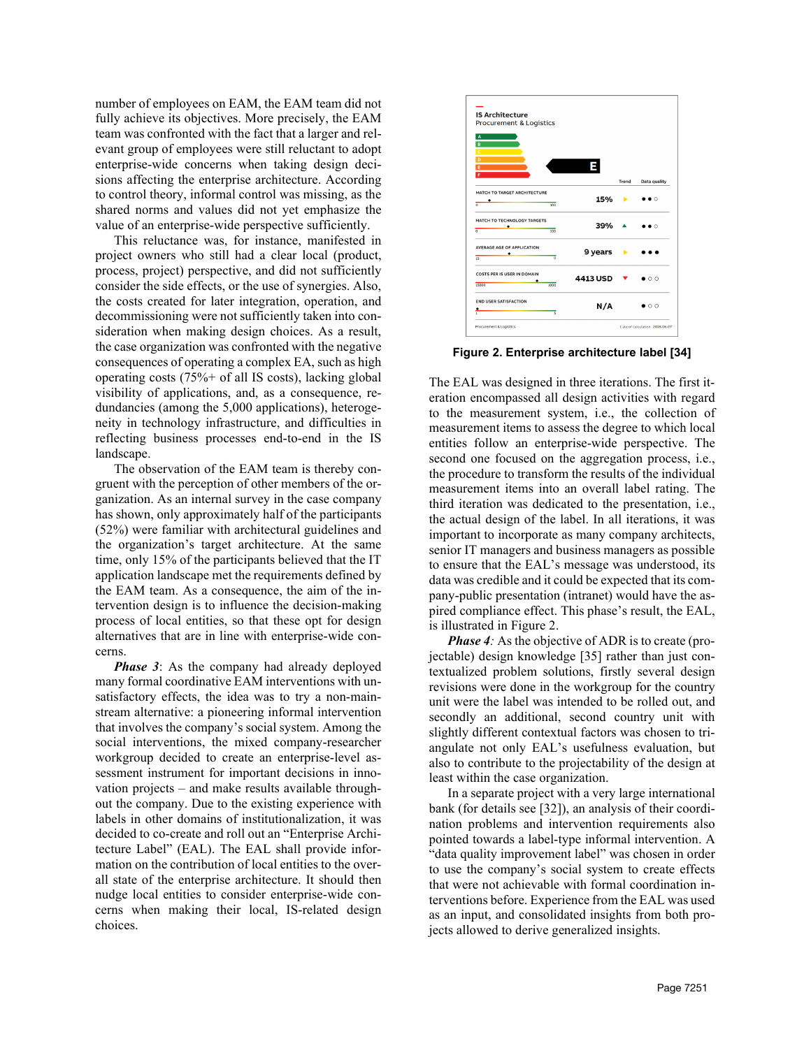number of employees on EAM, the EAM team did not fully achieve its objectives. More precisely, the EAM team was confronted with the fact that a larger and relevant group of employees were still reluctant to adopt enterprise-wide concerns when taking design decisions affecting the enterprise architecture. According to control theory, informal control was missing, as the shared norms and values did not yet emphasize the value of an enterprise-wide perspective sufficiently.

This reluctance was, for instance, manifested in project owners who still had a clear local (product, process, project) perspective, and did not sufficiently consider the side effects, or the use of synergies. Also, the costs created for later integration, operation, and decommissioning were not sufficiently taken into consideration when making design choices. As a result, the case organization was confronted with the negative consequences of operating a complex EA, such as high operating costs (75%+ of all IS costs), lacking global visibility of applications, and, as a consequence, redundancies (among the 5,000 applications), heterogeneity in technology infrastructure, and difficulties in reflecting business processes end-to-end in the IS landscape.

The observation of the EAM team is thereby congruent with the perception of other members of the organization. As an internal survey in the case company has shown, only approximately half of the participants (52%) were familiar with architectural guidelines and the organization's target architecture. At the same time, only 15% of the participants believed that the IT application landscape met the requirements defined by the EAM team. As a consequence, the aim of the intervention design is to influence the decision-making process of local entities, so that these opt for design alternatives that are in line with enterprise-wide concerns.

***Phase 3***: As the company had already deployed many formal coordinative EAM interventions with unsatisfactory effects, the idea was to try a non-mainstream alternative: a pioneering informal intervention that involves the company's social system. Among the social interventions, the mixed company-researcher workgroup decided to create an enterprise-level assessment instrument for important decisions in innovation projects – and make results available throughout the company. Due to the existing experience with labels in other domains of institutionalization, it was decided to co-create and roll out an "Enterprise Architecture Label" (EAL). The EAL shall provide information on the contribution of local entities to the overall state of the enterprise architecture. It should then nudge local entities to consider enterprise-wide concerns when making their local, IS-related design choices.

IS Architecture
Procurement & Logistics

| | Value | Trend | Data quality |
|---|---|---|---|
| MATCH TO TARGET ARCHITECTURE | 15% | ▸ | ●●○ |
| MATCH TO TECHNOLOGY TARGETS | 39% | ▲ | ●●○ |
| AVERAGE AGE OF APPLICATION | 9 years | ▸ | ●●● |
| COSTS PER IS USER IN DOMAIN | 4413 USD | ▼ | ●○○ |
| END USER SATISFACTION | N/A | | ●○○ |

**Figure 2. Enterprise architecture label [34]**

The EAL was designed in three iterations. The first iteration encompassed all design activities with regard to the measurement system, i.e., the collection of measurement items to assess the degree to which local entities follow an enterprise-wide perspective. The second one focused on the aggregation process, i.e., the procedure to transform the results of the individual measurement items into an overall label rating. The third iteration was dedicated to the presentation, i.e., the actual design of the label. In all iterations, it was important to incorporate as many company architects, senior IT managers and business managers as possible to ensure that the EAL's message was understood, its data was credible and it could be expected that its company-public presentation (intranet) would have the aspired compliance effect. This phase's result, the EAL, is illustrated in Figure 2.

***Phase 4***: As the objective of ADR is to create (projectable) design knowledge [35] rather than just contextualized problem solutions, firstly several design revisions were done in the workgroup for the country unit were the label was intended to be rolled out, and secondly an additional, second country unit with slightly different contextual factors was chosen to triangulate not only EAL's usefulness evaluation, but also to contribute to the projectability of the design at least within the case organization.

In a separate project with a very large international bank (for details see [32]), an analysis of their coordination problems and intervention requirements also pointed towards a label-type informal intervention. A "data quality improvement label" was chosen in order to use the company's social system to create effects that were not achievable with formal coordination interventions before. Experience from the EAL was used as an input, and consolidated insights from both projects allowed to derive generalized insights.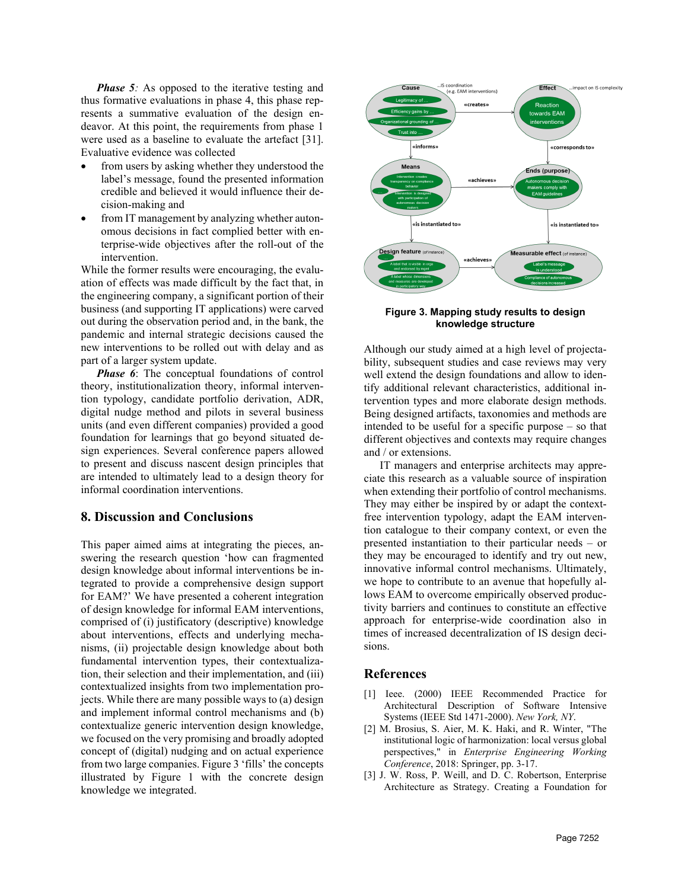*Phase 5:* As opposed to the iterative testing and thus formative evaluations in phase 4, this phase represents a summative evaluation of the design endeavor. At this point, the requirements from phase 1 were used as a baseline to evaluate the artefact [31]. Evaluative evidence was collected

- from users by asking whether they understood the label's message, found the presented information credible and believed it would influence their decision-making and
- from IT management by analyzing whether autonomous decisions in fact complied better with enterprise-wide objectives after the roll-out of the intervention.

While the former results were encouraging, the evaluation of effects was made difficult by the fact that, in the engineering company, a significant portion of their business (and supporting IT applications) were carved out during the observation period and, in the bank, the pandemic and internal strategic decisions caused the new interventions to be rolled out with delay and as part of a larger system update.

*Phase 6*: The conceptual foundations of control theory, institutionalization theory, informal intervention typology, candidate portfolio derivation, ADR, digital nudge method and pilots in several business units (and even different companies) provided a good foundation for learnings that go beyond situated design experiences. Several conference papers allowed to present and discuss nascent design principles that are intended to ultimately lead to a design theory for informal coordination interventions.

## 8. Discussion and Conclusions

This paper aimed aims at integrating the pieces, answering the research question 'how can fragmented design knowledge about informal interventions be integrated to provide a comprehensive design support for EAM?' We have presented a coherent integration of design knowledge for informal EAM interventions, comprised of (i) justificatory (descriptive) knowledge about interventions, effects and underlying mechanisms, (ii) projectable design knowledge about both fundamental intervention types, their contextualization, their selection and their implementation, and (iii) contextualized insights from two implementation projects. While there are many possible ways to (a) design and implement informal control mechanisms and (b) contextualize generic intervention design knowledge, we focused on the very promising and broadly adopted concept of (digital) nudging and on actual experience from two large companies. Figure 3 'fills' the concepts illustrated by Figure 1 with the concrete design knowledge we integrated.

**Figure 3. Mapping study results to design knowledge structure**

Although our study aimed at a high level of projectability, subsequent studies and case reviews may very well extend the design foundations and allow to identify additional relevant characteristics, additional intervention types and more elaborate design methods. Being designed artifacts, taxonomies and methods are intended to be useful for a specific purpose – so that different objectives and contexts may require changes and / or extensions.

IT managers and enterprise architects may appreciate this research as a valuable source of inspiration when extending their portfolio of control mechanisms. They may either be inspired by or adapt the context-free intervention typology, adapt the EAM intervention catalogue to their company context, or even the presented instantiation to their particular needs – or they may be encouraged to identify and try out new, innovative informal control mechanisms. Ultimately, we hope to contribute to an avenue that hopefully allows EAM to overcome empirically observed productivity barriers and continues to constitute an effective approach for enterprise-wide coordination also in times of increased decentralization of IS design decisions.

## References

[1] Ieee. (2000) IEEE Recommended Practice for Architectural Description of Software Intensive Systems (IEEE Std 1471-2000). *New York, NY*.

[2] M. Brosius, S. Aier, M. K. Haki, and R. Winter, "The institutional logic of harmonization: local versus global perspectives," in *Enterprise Engineering Working Conference*, 2018: Springer, pp. 3-17.

[3] J. W. Ross, P. Weill, and D. C. Robertson, Enterprise Architecture as Strategy. Creating a Foundation for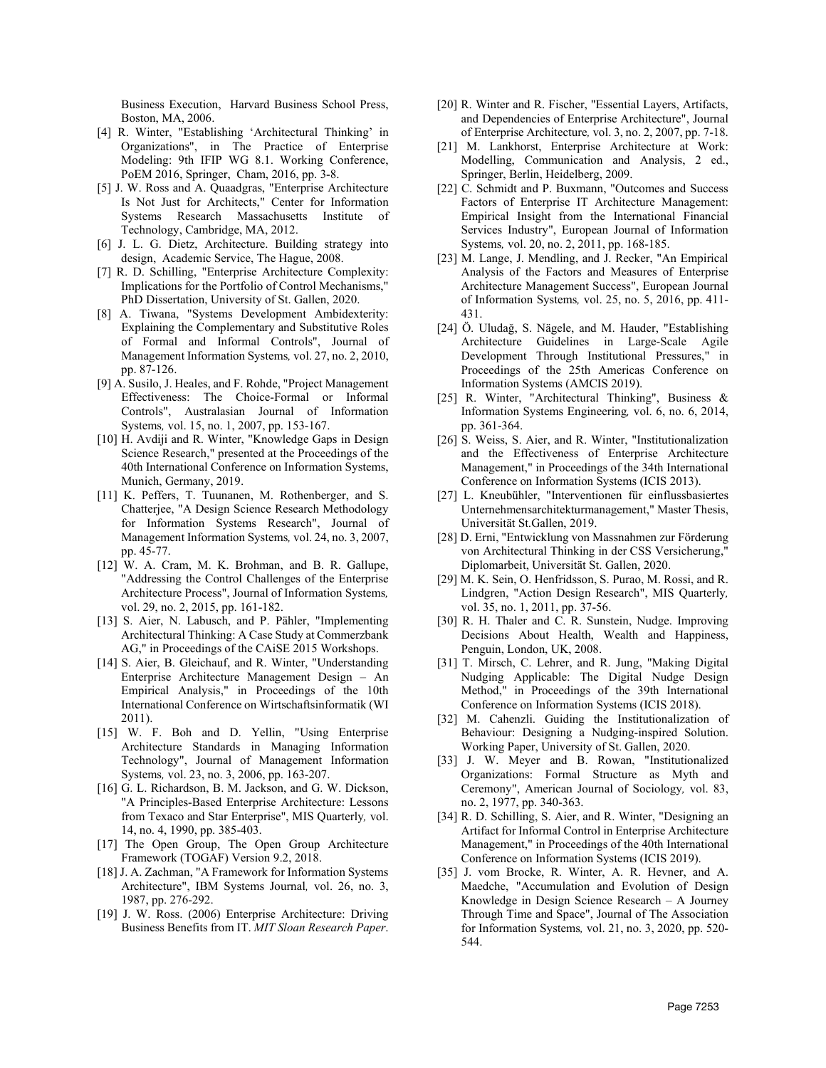Business Execution, Harvard Business School Press, Boston, MA, 2006.

[4] R. Winter, "Establishing 'Architectural Thinking' in Organizations", in The Practice of Enterprise Modeling: 9th IFIP WG 8.1. Working Conference, PoEM 2016, Springer, Cham, 2016, pp. 3-8.

[5] J. W. Ross and A. Quaadgras, "Enterprise Architecture Is Not Just for Architects," Center for Information Systems Research Massachusetts Institute of Technology, Cambridge, MA, 2012.

[6] J. L. G. Dietz, Architecture. Building strategy into design, Academic Service, The Hague, 2008.

[7] R. D. Schilling, "Enterprise Architecture Complexity: Implications for the Portfolio of Control Mechanisms," PhD Dissertation, University of St. Gallen, 2020.

[8] A. Tiwana, "Systems Development Ambidexterity: Explaining the Complementary and Substitutive Roles of Formal and Informal Controls", Journal of Management Information Systems*,* vol. 27, no. 2, 2010, pp. 87-126.

[9] A. Susilo, J. Heales, and F. Rohde, "Project Management Effectiveness: The Choice-Formal or Informal Controls", Australasian Journal of Information Systems*,* vol. 15, no. 1, 2007, pp. 153-167.

[10] H. Avdiji and R. Winter, "Knowledge Gaps in Design Science Research," presented at the Proceedings of the 40th International Conference on Information Systems, Munich, Germany, 2019.

[11] K. Peffers, T. Tuunanen, M. Rothenberger, and S. Chatterjee, "A Design Science Research Methodology for Information Systems Research", Journal of Management Information Systems*,* vol. 24, no. 3, 2007, pp. 45-77.

[12] W. A. Cram, M. K. Brohman, and B. R. Gallupe, "Addressing the Control Challenges of the Enterprise Architecture Process", Journal of Information Systems*,* vol. 29, no. 2, 2015, pp. 161-182.

[13] S. Aier, N. Labusch, and P. Pähler, "Implementing Architectural Thinking: A Case Study at Commerzbank AG," in Proceedings of the CAiSE 2015 Workshops.

[14] S. Aier, B. Gleichauf, and R. Winter, "Understanding Enterprise Architecture Management Design – An Empirical Analysis," in Proceedings of the 10th International Conference on Wirtschaftsinformatik (WI 2011).

[15] W. F. Boh and D. Yellin, "Using Enterprise Architecture Standards in Managing Information Technology", Journal of Management Information Systems*,* vol. 23, no. 3, 2006, pp. 163-207.

[16] G. L. Richardson, B. M. Jackson, and G. W. Dickson, "A Principles-Based Enterprise Architecture: Lessons from Texaco and Star Enterprise", MIS Quarterly*,* vol. 14, no. 4, 1990, pp. 385-403.

[17] The Open Group, The Open Group Architecture Framework (TOGAF) Version 9.2, 2018.

[18] J. A. Zachman, "A Framework for Information Systems Architecture", IBM Systems Journal*,* vol. 26, no. 3, 1987, pp. 276-292.

[19] J. W. Ross. (2006) Enterprise Architecture: Driving Business Benefits from IT. *MIT Sloan Research Paper*.

[20] R. Winter and R. Fischer, "Essential Layers, Artifacts, and Dependencies of Enterprise Architecture", Journal of Enterprise Architecture*,* vol. 3, no. 2, 2007, pp. 7-18.

[21] M. Lankhorst, Enterprise Architecture at Work: Modelling, Communication and Analysis, 2 ed., Springer, Berlin, Heidelberg, 2009.

[22] C. Schmidt and P. Buxmann, "Outcomes and Success Factors of Enterprise IT Architecture Management: Empirical Insight from the International Financial Services Industry", European Journal of Information Systems*,* vol. 20, no. 2, 2011, pp. 168-185.

[23] M. Lange, J. Mendling, and J. Recker, "An Empirical Analysis of the Factors and Measures of Enterprise Architecture Management Success", European Journal of Information Systems*,* vol. 25, no. 5, 2016, pp. 411-431.

[24] Ö. Uludağ, S. Nägele, and M. Hauder, "Establishing Architecture Guidelines in Large-Scale Agile Development Through Institutional Pressures," in Proceedings of the 25th Americas Conference on Information Systems (AMCIS 2019).

[25] R. Winter, "Architectural Thinking", Business & Information Systems Engineering*,* vol. 6, no. 6, 2014, pp. 361-364.

[26] S. Weiss, S. Aier, and R. Winter, "Institutionalization and the Effectiveness of Enterprise Architecture Management," in Proceedings of the 34th International Conference on Information Systems (ICIS 2013).

[27] L. Kneubühler, "Interventionen für einflussbasiertes Unternehmensarchitekturmanagement," Master Thesis, Universität St.Gallen, 2019.

[28] D. Erni, "Entwicklung von Massnahmen zur Förderung von Architectural Thinking in der CSS Versicherung," Diplomarbeit, Universität St. Gallen, 2020.

[29] M. K. Sein, O. Henfridsson, S. Purao, M. Rossi, and R. Lindgren, "Action Design Research", MIS Quarterly*,* vol. 35, no. 1, 2011, pp. 37-56.

[30] R. H. Thaler and C. R. Sunstein, Nudge. Improving Decisions About Health, Wealth and Happiness, Penguin, London, UK, 2008.

[31] T. Mirsch, C. Lehrer, and R. Jung, "Making Digital Nudging Applicable: The Digital Nudge Design Method," in Proceedings of the 39th International Conference on Information Systems (ICIS 2018).

[32] M. Cahenzli. Guiding the Institutionalization of Behaviour: Designing a Nudging-inspired Solution. Working Paper, University of St. Gallen, 2020.

[33] J. W. Meyer and B. Rowan, "Institutionalized Organizations: Formal Structure as Myth and Ceremony", American Journal of Sociology*,* vol. 83, no. 2, 1977, pp. 340-363.

[34] R. D. Schilling, S. Aier, and R. Winter, "Designing an Artifact for Informal Control in Enterprise Architecture Management," in Proceedings of the 40th International Conference on Information Systems (ICIS 2019).

[35] J. vom Brocke, R. Winter, A. R. Hevner, and A. Maedche, "Accumulation and Evolution of Design Knowledge in Design Science Research – A Journey Through Time and Space", Journal of The Association for Information Systems*,* vol. 21, no. 3, 2020, pp. 520-544.